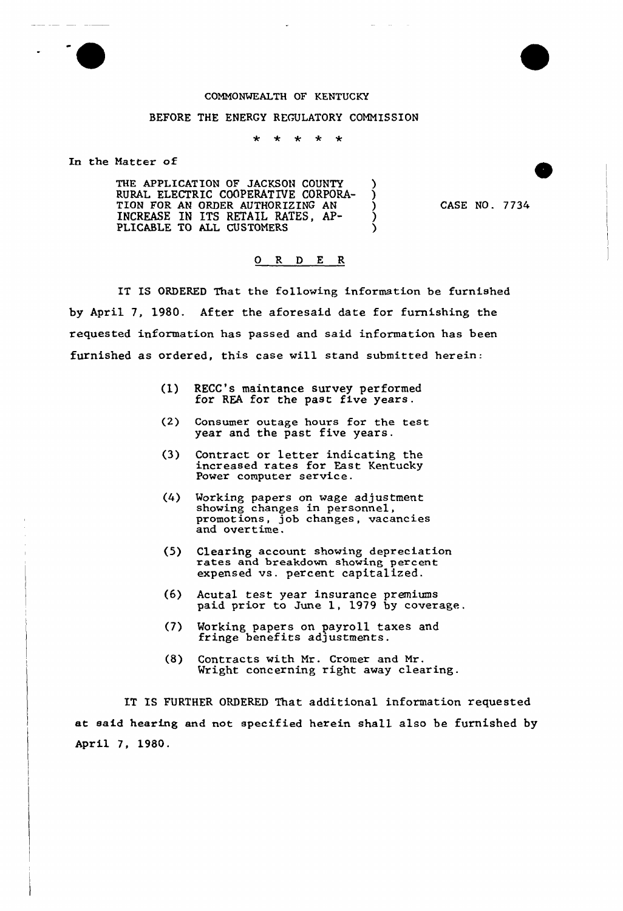COMMONWEALTH OF KENTUCKY

BEFORE THE ENERGY REGULATORY COMMISSION

\* \* \* \* \*

In the Matter of

THE APPLICATION OF JACKSON COUNTY RURAL ELECTRIC COOPERATIVE CORPORATION FOR AN ORDER AUTHORIZING AN INCREASE IN ITS RETAIL RATES, APPLICABLE TO ALL CUSTOMERS ) CASE NO. 7734

## O R D E R

IT IS ORDERED That the following information be furnished by April 7, 1980. After the aforesaid date for furnishing the requested information has passed and said information has been furnished as ordered, this case will stand submitted herein:

(1) RECC's maintance survey performed for REA for the past five years.

(2) Consumer outage hours for the test year and the past five years.

(3) Contract or letter indicating the increased rates for East Kentucky Power computer service.

(4) Working papers on wage adjustment showing changes in personnel, promotions, job changes, vacancies and overtime.

(5) Clearing account showing depreciation rates and breakdown showing percent expensed vs. percent capitalized.

(6) Acutal test year insurance premiums paid prior to June 1, 1979 by coverage.

(7) Working papers on payroll taxes and fringe benefits adjustments.

(8) Contracts with Mr. Cromer and Mr. Wright concerning right away clearing.

IT IS FURTHER ORDERED That additional information requested at said hearing and not specified herein shall also be furnished by April 7, 1980.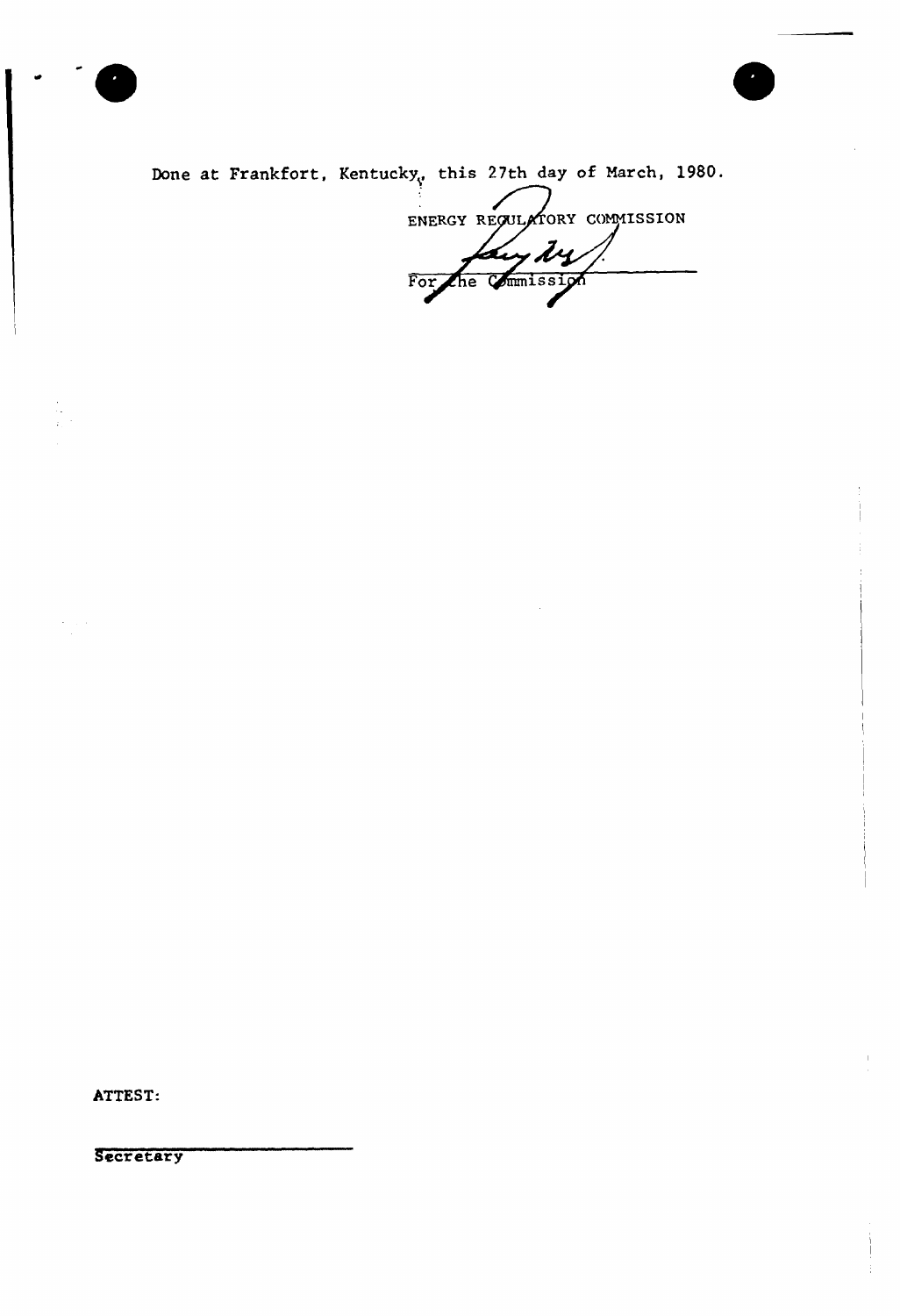Done at Frankfort, Kentucky, this 27th day of March, 1980.

ENERGY REGULATORY COMMISSION

For the Commission

ATTEST:

Secretary